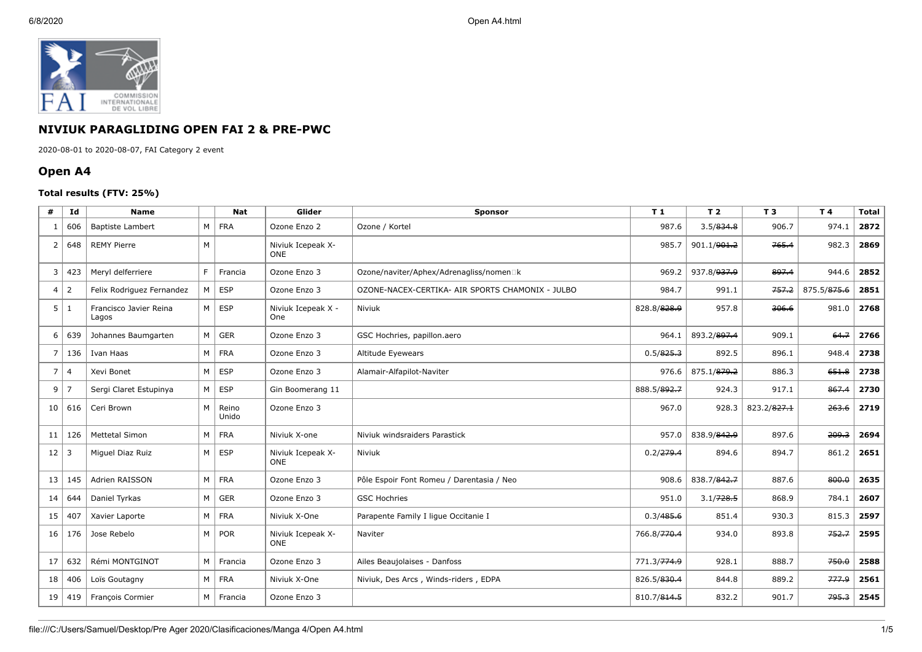## NIVIUK PARAGLIDING OPEN FAI 2 & PRE-PWC

2020-08-01 to 2020-08-07, FAI Category 2 event

## Open A4

### Total results (FTV: 25%)

| # | Id | Name | | Nat | Glider | Sponsor | T 1 | T 2 | T 3 | T 4 | Total |
|---|---|---|---|---|---|---|---|---|---|---|---|
| 1 | 606 | Baptiste Lambert | M | FRA | Ozone Enzo 2 | Ozone / Kortel | 987.6 | 3.5/~~834.8~~ | 906.7 | 974.1 | **2872** |
| 2 | 648 | REMY Pierre | M | | Niviuk Icepeak X-ONE | | 985.7 | 901.1/~~901.2~~ | ~~765.4~~ | 982.3 | **2869** |
| 3 | 423 | Meryl delferriere | F | Francia | Ozone Enzo 3 | Ozone/naviter/Aphex/Adrenagliss/nomen□k | 969.2 | 937.8/~~937.9~~ | ~~897.4~~ | 944.6 | **2852** |
| 4 | 2 | Felix Rodriguez Fernandez | M | ESP | Ozone Enzo 3 | OZONE-NACEX-CERTIKA- AIR SPORTS CHAMONIX - JULBO | 984.7 | 991.1 | ~~757.2~~ | 875.5/~~875.6~~ | **2851** |
| 5 | 1 | Francisco Javier Reina Lagos | M | ESP | Niviuk Icepeak X - One | Niviuk | 828.8/~~828.9~~ | 957.8 | ~~306.6~~ | 981.0 | **2768** |
| 6 | 639 | Johannes Baumgarten | M | GER | Ozone Enzo 3 | GSC Hochries, papillon.aero | 964.1 | 893.2/~~897.4~~ | 909.1 | ~~64.7~~ | **2766** |
| 7 | 136 | Ivan Haas | M | FRA | Ozone Enzo 3 | Altitude Eyewears | 0.5/~~825.3~~ | 892.5 | 896.1 | 948.4 | **2738** |
| 7 | 4 | Xevi Bonet | M | ESP | Ozone Enzo 3 | Alamair-Alfapilot-Naviter | 976.6 | 875.1/~~879.2~~ | 886.3 | ~~651.8~~ | **2738** |
| 9 | 7 | Sergi Claret Estupinya | M | ESP | Gin Boomerang 11 | | 888.5/~~892.7~~ | 924.3 | 917.1 | ~~867.4~~ | **2730** |
| 10 | 616 | Ceri Brown | M | Reino Unido | Ozone Enzo 3 | | 967.0 | 928.3 | 823.2/~~827.1~~ | ~~263.6~~ | **2719** |
| 11 | 126 | Mettetal Simon | M | FRA | Niviuk X-one | Niviuk windsraiders Parastick | 957.0 | 838.9/~~842.9~~ | 897.6 | ~~209.3~~ | **2694** |
| 12 | 3 | Miguel Diaz Ruiz | M | ESP | Niviuk Icepeak X-ONE | Niviuk | 0.2/~~279.4~~ | 894.6 | 894.7 | 861.2 | **2651** |
| 13 | 145 | Adrien RAISSON | M | FRA | Ozone Enzo 3 | Pôle Espoir Font Romeu / Darentasia / Neo | 908.6 | 838.7/~~842.7~~ | 887.6 | ~~800.0~~ | **2635** |
| 14 | 644 | Daniel Tyrkas | M | GER | Ozone Enzo 3 | GSC Hochries | 951.0 | 3.1/~~728.5~~ | 868.9 | 784.1 | **2607** |
| 15 | 407 | Xavier Laporte | M | FRA | Niviuk X-One | Parapente Family I ligue Occitanie I | 0.3/~~485.6~~ | 851.4 | 930.3 | 815.3 | **2597** |
| 16 | 176 | Jose Rebelo | M | POR | Niviuk Icepeak X-ONE | Naviter | 766.8/~~770.4~~ | 934.0 | 893.8 | ~~752.7~~ | **2595** |
| 17 | 632 | Rémi MONTGINOT | M | Francia | Ozone Enzo 3 | Ailes Beaujolaises - Danfoss | 771.3/~~774.9~~ | 928.1 | 888.7 | ~~750.0~~ | **2588** |
| 18 | 406 | Loïs Goutagny | M | FRA | Niviuk X-One | Niviuk, Des Arcs , Winds-riders , EDPA | 826.5/~~830.4~~ | 844.8 | 889.2 | ~~777.9~~ | **2561** |
| 19 | 419 | François Cormier | M | Francia | Ozone Enzo 3 | | 810.7/~~814.5~~ | 832.2 | 901.7 | ~~795.3~~ | **2545** |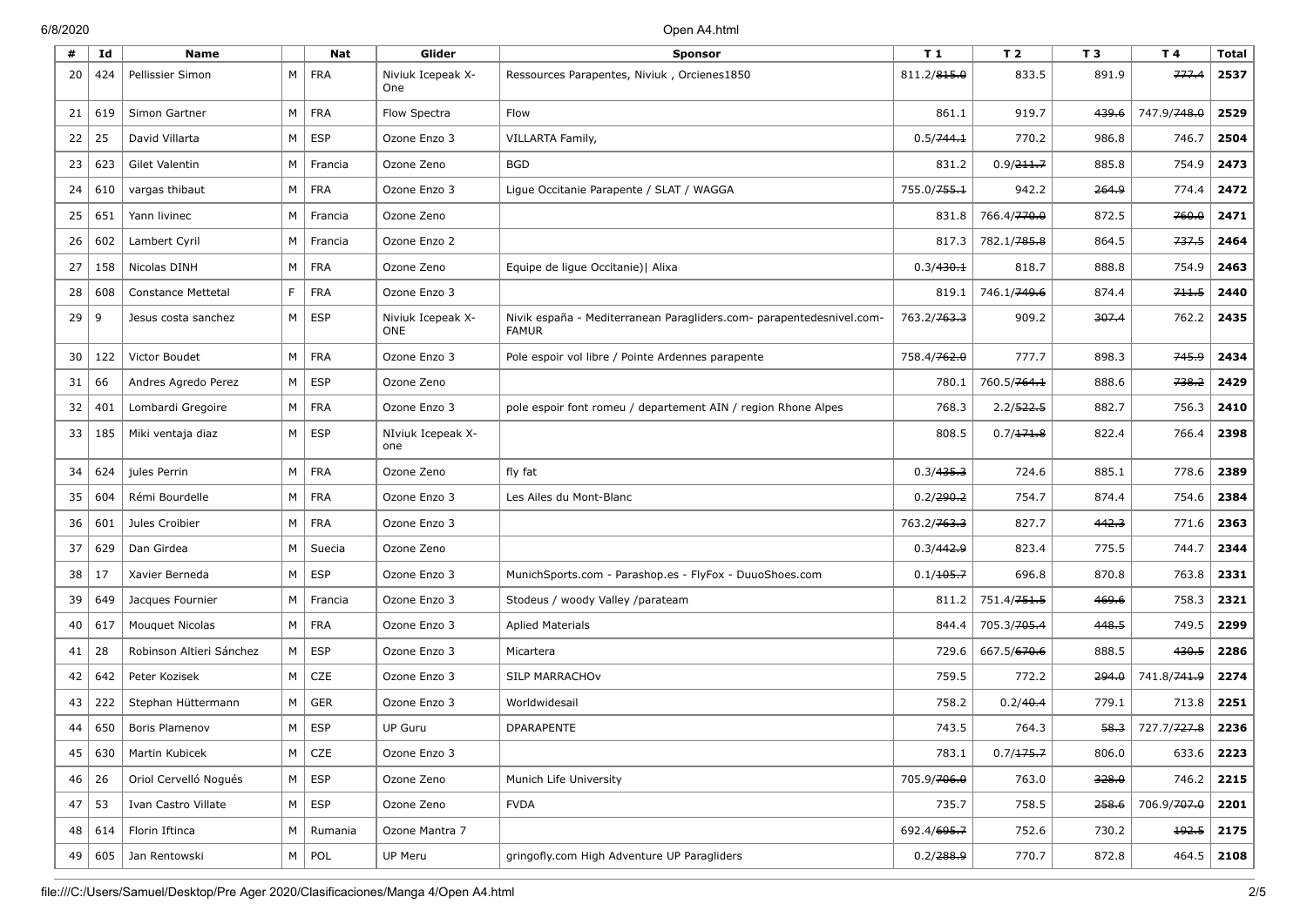| # | Id | Name | | Nat | Glider | Sponsor | T 1 | T 2 | T 3 | T 4 | Total |
|---|---|---|---|---|---|---|---|---|---|---|---|
| 20 | 424 | Pellissier Simon | M | FRA | Niviuk Icepeak X-One | Ressources Parapentes, Niviuk , Orcienes1850 | 811.2/~~815.0~~ | 833.5 | 891.9 | ~~777.4~~ | **2537** |
| 21 | 619 | Simon Gartner | M | FRA | Flow Spectra | Flow | 861.1 | 919.7 | ~~439.6~~ | 747.9/~~748.0~~ | **2529** |
| 22 | 25 | David Villarta | M | ESP | Ozone Enzo 3 | VILLARTA Family, | 0.5/~~744.1~~ | 770.2 | 986.8 | 746.7 | **2504** |
| 23 | 623 | Gilet Valentin | M | Francia | Ozone Zeno | BGD | 831.2 | 0.9/~~211.7~~ | 885.8 | 754.9 | **2473** |
| 24 | 610 | vargas thibaut | M | FRA | Ozone Enzo 3 | Ligue Occitanie Parapente / SLAT / WAGGA | 755.0/~~755.1~~ | 942.2 | ~~264.9~~ | 774.4 | **2472** |
| 25 | 651 | Yann livinec | M | Francia | Ozone Zeno | | 831.8 | 766.4/~~770.0~~ | 872.5 | ~~760.0~~ | **2471** |
| 26 | 602 | Lambert Cyril | M | Francia | Ozone Enzo 2 | | 817.3 | 782.1/~~785.8~~ | 864.5 | ~~737.5~~ | **2464** |
| 27 | 158 | Nicolas DINH | M | FRA | Ozone Zeno | Equipe de ligue Occitanie)\| Alixa | 0.3/~~430.1~~ | 818.7 | 888.8 | 754.9 | **2463** |
| 28 | 608 | Constance Mettetal | F | FRA | Ozone Enzo 3 | | 819.1 | 746.1/~~749.6~~ | 874.4 | ~~711.5~~ | **2440** |
| 29 | 9 | Jesus costa sanchez | M | ESP | Niviuk Icepeak X-ONE | Nivik españa - Mediterranean Paragliders.com- parapentedesnivel.com-FAMUR | 763.2/~~763.3~~ | 909.2 | ~~307.4~~ | 762.2 | **2435** |
| 30 | 122 | Victor Boudet | M | FRA | Ozone Enzo 3 | Pole espoir vol libre / Pointe Ardennes parapente | 758.4/~~762.0~~ | 777.7 | 898.3 | ~~745.9~~ | **2434** |
| 31 | 66 | Andres Agredo Perez | M | ESP | Ozone Zeno | | 780.1 | 760.5/~~764.1~~ | 888.6 | ~~738.2~~ | **2429** |
| 32 | 401 | Lombardi Gregoire | M | FRA | Ozone Enzo 3 | pole espoir font romeu / departement AIN / region Rhone Alpes | 768.3 | 2.2/~~522.5~~ | 882.7 | 756.3 | **2410** |
| 33 | 185 | Miki ventaja diaz | M | ESP | NIviuk Icepeak X-one | | 808.5 | 0.7/~~171.8~~ | 822.4 | 766.4 | **2398** |
| 34 | 624 | jules Perrin | M | FRA | Ozone Zeno | fly fat | 0.3/~~435.3~~ | 724.6 | 885.1 | 778.6 | **2389** |
| 35 | 604 | Rémi Bourdelle | M | FRA | Ozone Enzo 3 | Les Ailes du Mont-Blanc | 0.2/~~290.2~~ | 754.7 | 874.4 | 754.6 | **2384** |
| 36 | 601 | Jules Croibier | M | FRA | Ozone Enzo 3 | | 763.2/~~763.3~~ | 827.7 | ~~442.3~~ | 771.6 | **2363** |
| 37 | 629 | Dan Girdea | M | Suecia | Ozone Zeno | | 0.3/~~442.9~~ | 823.4 | 775.5 | 744.7 | **2344** |
| 38 | 17 | Xavier Berneda | M | ESP | Ozone Enzo 3 | MunichSports.com - Parashop.es - FlyFox - DuuoShoes.com | 0.1/~~105.7~~ | 696.8 | 870.8 | 763.8 | **2331** |
| 39 | 649 | Jacques Fournier | M | Francia | Ozone Enzo 3 | Stodeus / woody Valley /parateam | 811.2 | 751.4/~~751.5~~ | ~~469.6~~ | 758.3 | **2321** |
| 40 | 617 | Mouquet Nicolas | M | FRA | Ozone Enzo 3 | Aplied Materials | 844.4 | 705.3/~~705.4~~ | ~~448.5~~ | 749.5 | **2299** |
| 41 | 28 | Robinson Altieri Sánchez | M | ESP | Ozone Enzo 3 | Micartera | 729.6 | 667.5/~~670.6~~ | 888.5 | ~~430.5~~ | **2286** |
| 42 | 642 | Peter Kozisek | M | CZE | Ozone Enzo 3 | SILP MARRACHOv | 759.5 | 772.2 | ~~294.0~~ | 741.8/~~741.9~~ | **2274** |
| 43 | 222 | Stephan Hüttermann | M | GER | Ozone Enzo 3 | Worldwidesail | 758.2 | 0.2/~~40.4~~ | 779.1 | 713.8 | **2251** |
| 44 | 650 | Boris Plamenov | M | ESP | UP Guru | DPARAPENTE | 743.5 | 764.3 | ~~58.3~~ | 727.7/~~727.8~~ | **2236** |
| 45 | 630 | Martin Kubicek | M | CZE | Ozone Enzo 3 | | 783.1 | 0.7/~~175.7~~ | 806.0 | 633.6 | **2223** |
| 46 | 26 | Oriol Cervelló Nogués | M | ESP | Ozone Zeno | Munich Life University | 705.9/~~706.0~~ | 763.0 | ~~328.0~~ | 746.2 | **2215** |
| 47 | 53 | Ivan Castro Villate | M | ESP | Ozone Zeno | FVDA | 735.7 | 758.5 | ~~258.6~~ | 706.9/~~707.0~~ | **2201** |
| 48 | 614 | Florin Iftinca | M | Rumania | Ozone Mantra 7 | | 692.4/~~695.7~~ | 752.6 | 730.2 | ~~192.5~~ | **2175** |
| 49 | 605 | Jan Rentowski | M | POL | UP Meru | gringofly.com High Adventure UP Paragliders | 0.2/~~288.9~~ | 770.7 | 872.8 | 464.5 | **2108** |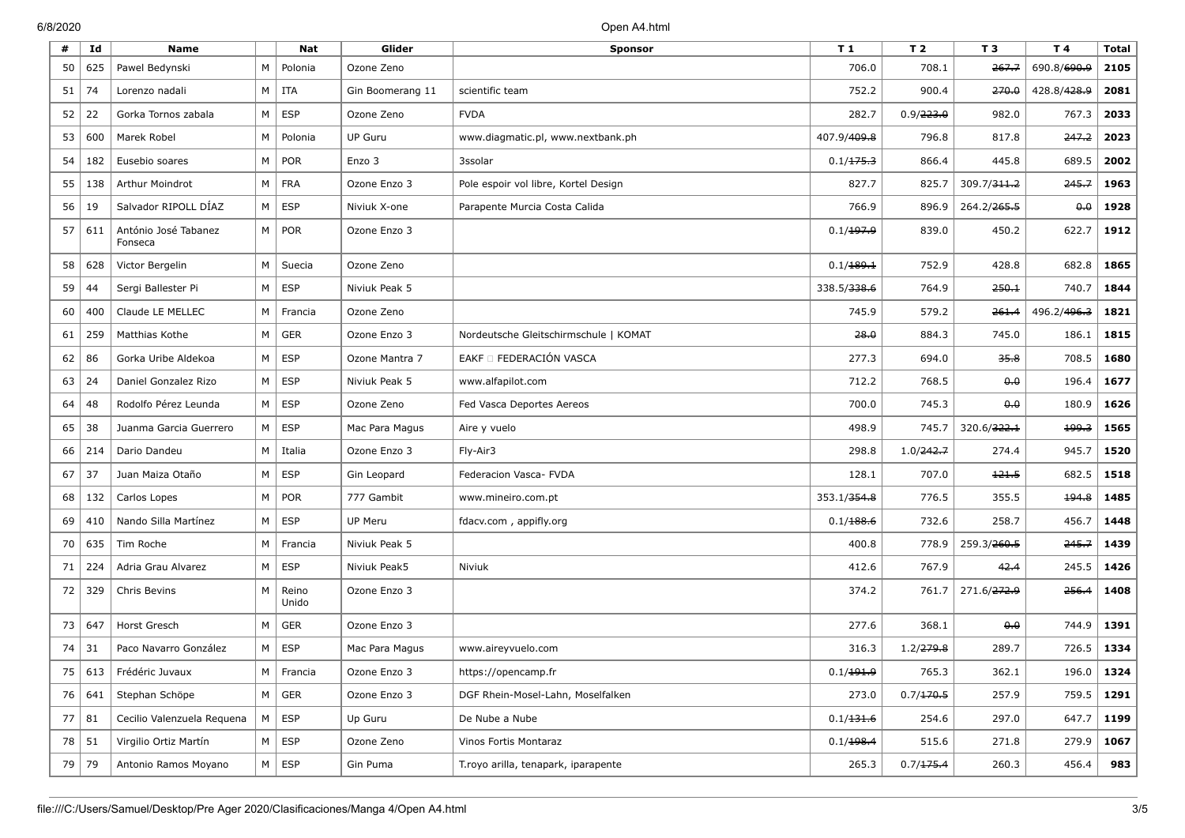| # | Id | Name | | Nat | Glider | Sponsor | T 1 | T 2 | T 3 | T 4 | Total |
|---|---|---|---|---|---|---|---|---|---|---|---|
| 50 | 625 | Pawel Bedynski | M | Polonia | Ozone Zeno | | 706.0 | 708.1 | ~~267.7~~ | 690.8/~~690.9~~ | **2105** |
| 51 | 74 | Lorenzo nadali | M | ITA | Gin Boomerang 11 | scientific team | 752.2 | 900.4 | ~~270.0~~ | 428.8/~~428.9~~ | **2081** |
| 52 | 22 | Gorka Tornos zabala | M | ESP | Ozone Zeno | FVDA | 282.7 | 0.9/~~223.0~~ | 982.0 | 767.3 | **2033** |
| 53 | 600 | Marek Robel | M | Polonia | UP Guru | www.diagmatic.pl, www.nextbank.ph | 407.9/~~409.8~~ | 796.8 | 817.8 | ~~247.2~~ | **2023** |
| 54 | 182 | Eusebio soares | M | POR | Enzo 3 | 3ssolar | 0.1/~~175.3~~ | 866.4 | 445.8 | 689.5 | **2002** |
| 55 | 138 | Arthur Moindrot | M | FRA | Ozone Enzo 3 | Pole espoir vol libre, Kortel Design | 827.7 | 825.7 | 309.7/~~311.2~~ | ~~245.7~~ | **1963** |
| 56 | 19 | Salvador RIPOLL DÍAZ | M | ESP | Niviuk X-one | Parapente Murcia Costa Calida | 766.9 | 896.9 | 264.2/~~265.5~~ | ~~0.0~~ | **1928** |
| 57 | 611 | António José Tabanez Fonseca | M | POR | Ozone Enzo 3 | | 0.1/~~197.9~~ | 839.0 | 450.2 | 622.7 | **1912** |
| 58 | 628 | Victor Bergelin | M | Suecia | Ozone Zeno | | 0.1/~~189.1~~ | 752.9 | 428.8 | 682.8 | **1865** |
| 59 | 44 | Sergi Ballester Pi | M | ESP | Niviuk Peak 5 | | 338.5/~~338.6~~ | 764.9 | ~~250.1~~ | 740.7 | **1844** |
| 60 | 400 | Claude LE MELLEC | M | Francia | Ozone Zeno | | 745.9 | 579.2 | ~~261.4~~ | 496.2/~~496.3~~ | **1821** |
| 61 | 259 | Matthias Kothe | M | GER | Ozone Enzo 3 | Nordeutsche Gleitschirmschule \| KOMAT | ~~28.0~~ | 884.3 | 745.0 | 186.1 | **1815** |
| 62 | 86 | Gorka Uribe Aldekoa | M | ESP | Ozone Mantra 7 | EAKF  FEDERACIÓN VASCA | 277.3 | 694.0 | ~~35.8~~ | 708.5 | **1680** |
| 63 | 24 | Daniel Gonzalez Rizo | M | ESP | Niviuk Peak 5 | www.alfapilot.com | 712.2 | 768.5 | ~~0.0~~ | 196.4 | **1677** |
| 64 | 48 | Rodolfo Pérez Leunda | M | ESP | Ozone Zeno | Fed Vasca Deportes Aereos | 700.0 | 745.3 | ~~0.0~~ | 180.9 | **1626** |
| 65 | 38 | Juanma Garcia Guerrero | M | ESP | Mac Para Magus | Aire y vuelo | 498.9 | 745.7 | 320.6/~~322.1~~ | ~~199.3~~ | **1565** |
| 66 | 214 | Dario Dandeu | M | Italia | Ozone Enzo 3 | Fly-Air3 | 298.8 | 1.0/~~242.7~~ | 274.4 | 945.7 | **1520** |
| 67 | 37 | Juan Maiza Otaño | M | ESP | Gin Leopard | Federacion Vasca- FVDA | 128.1 | 707.0 | ~~121.5~~ | 682.5 | **1518** |
| 68 | 132 | Carlos Lopes | M | POR | 777 Gambit | www.mineiro.com.pt | 353.1/~~354.8~~ | 776.5 | 355.5 | ~~194.8~~ | **1485** |
| 69 | 410 | Nando Silla Martínez | M | ESP | UP Meru | fdacv.com , appifly.org | 0.1/~~188.6~~ | 732.6 | 258.7 | 456.7 | **1448** |
| 70 | 635 | Tim Roche | M | Francia | Niviuk Peak 5 | | 400.8 | 778.9 | 259.3/~~260.5~~ | ~~245.7~~ | **1439** |
| 71 | 224 | Adria Grau Alvarez | M | ESP | Niviuk Peak5 | Niviuk | 412.6 | 767.9 | ~~42.4~~ | 245.5 | **1426** |
| 72 | 329 | Chris Bevins | M | Reino Unido | Ozone Enzo 3 | | 374.2 | 761.7 | 271.6/~~272.9~~ | ~~256.4~~ | **1408** |
| 73 | 647 | Horst Gresch | M | GER | Ozone Enzo 3 | | 277.6 | 368.1 | ~~0.0~~ | 744.9 | **1391** |
| 74 | 31 | Paco Navarro González | M | ESP | Mac Para Magus | www.aireyvuelo.com | 316.3 | 1.2/~~279.8~~ | 289.7 | 726.5 | **1334** |
| 75 | 613 | Frédéric Juvaux | M | Francia | Ozone Enzo 3 | https://opencamp.fr | 0.1/~~191.9~~ | 765.3 | 362.1 | 196.0 | **1324** |
| 76 | 641 | Stephan Schöpe | M | GER | Ozone Enzo 3 | DGF Rhein-Mosel-Lahn, Moselfalken | 273.0 | 0.7/~~170.5~~ | 257.9 | 759.5 | **1291** |
| 77 | 81 | Cecilio Valenzuela Requena | M | ESP | Up Guru | De Nube a Nube | 0.1/~~131.6~~ | 254.6 | 297.0 | 647.7 | **1199** |
| 78 | 51 | Virgilio Ortiz Martín | M | ESP | Ozone Zeno | Vinos Fortis Montaraz | 0.1/~~198.4~~ | 515.6 | 271.8 | 279.9 | **1067** |
| 79 | 79 | Antonio Ramos Moyano | M | ESP | Gin Puma | T.royo arilla, tenapark, iparapente | 265.3 | 0.7/~~175.4~~ | 260.3 | 456.4 | **983** |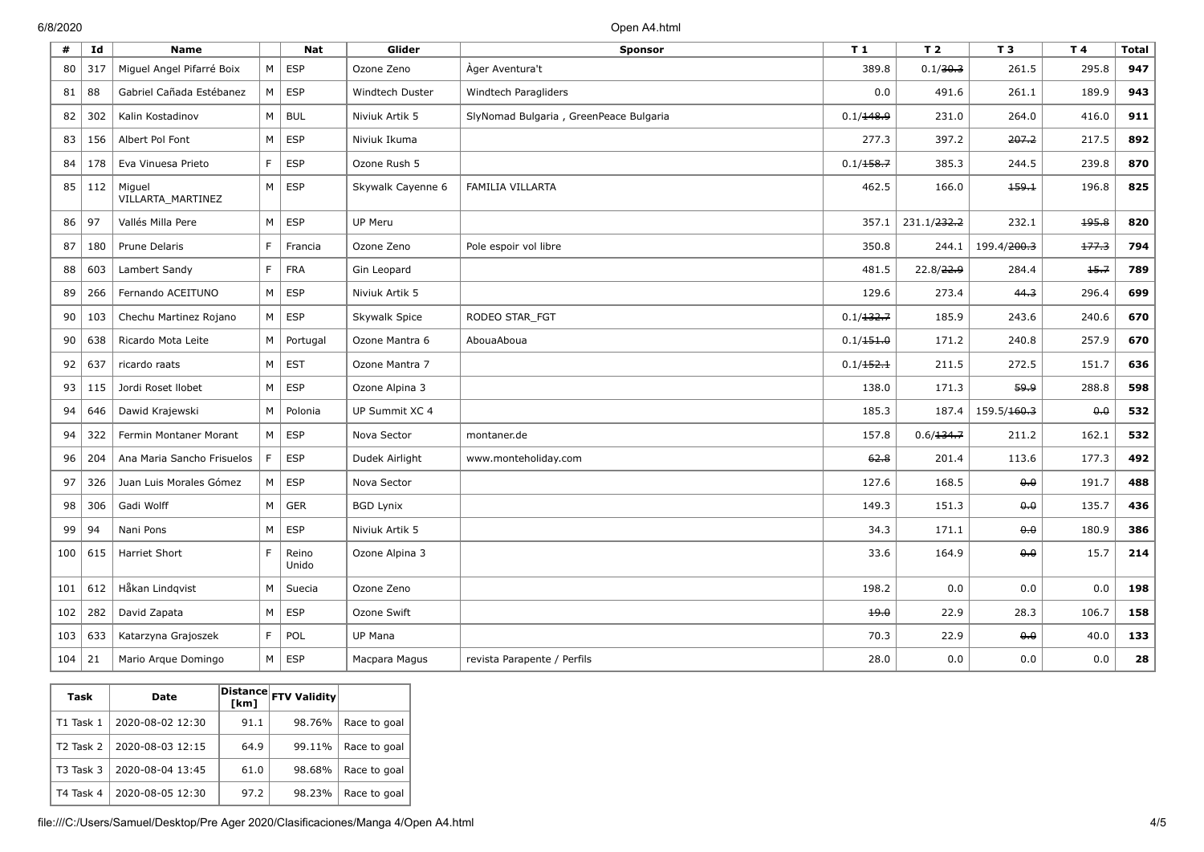| # | Id | Name | | Nat | Glider | Sponsor | T 1 | T 2 | T 3 | T 4 | Total |
|---|---|---|---|---|---|---|---|---|---|---|---|
| 80 | 317 | Miguel Angel Pifarré Boix | M | ESP | Ozone Zeno | Àger Aventura't | 389.8 | 0.1/~~30.3~~ | 261.5 | 295.8 | **947** |
| 81 | 88 | Gabriel Cañada Estébanez | M | ESP | Windtech Duster | Windtech Paragliders | 0.0 | 491.6 | 261.1 | 189.9 | **943** |
| 82 | 302 | Kalin Kostadinov | M | BUL | Niviuk Artik 5 | SlyNomad Bulgaria , GreenPeace Bulgaria | 0.1/~~148.9~~ | 231.0 | 264.0 | 416.0 | **911** |
| 83 | 156 | Albert Pol Font | M | ESP | Niviuk Ikuma | | 277.3 | 397.2 | ~~207.2~~ | 217.5 | **892** |
| 84 | 178 | Eva Vinuesa Prieto | F | ESP | Ozone Rush 5 | | 0.1/~~158.7~~ | 385.3 | 244.5 | 239.8 | **870** |
| 85 | 112 | Miguel VILLARTA_MARTINEZ | M | ESP | Skywalk Cayenne 6 | FAMILIA VILLARTA | 462.5 | 166.0 | ~~159.1~~ | 196.8 | **825** |
| 86 | 97 | Vallés Milla Pere | M | ESP | UP Meru | | 357.1 | 231.1/~~232.2~~ | 232.1 | ~~195.8~~ | **820** |
| 87 | 180 | Prune Delaris | F | Francia | Ozone Zeno | Pole espoir vol libre | 350.8 | 244.1 | 199.4/~~200.3~~ | ~~177.3~~ | **794** |
| 88 | 603 | Lambert Sandy | F | FRA | Gin Leopard | | 481.5 | 22.8/~~22.9~~ | 284.4 | ~~15.7~~ | **789** |
| 89 | 266 | Fernando ACEITUNO | M | ESP | Niviuk Artik 5 | | 129.6 | 273.4 | ~~44.3~~ | 296.4 | **699** |
| 90 | 103 | Chechu Martinez Rojano | M | ESP | Skywalk Spice | RODEO STAR_FGT | 0.1/~~132.7~~ | 185.9 | 243.6 | 240.6 | **670** |
| 90 | 638 | Ricardo Mota Leite | M | Portugal | Ozone Mantra 6 | AbouaAboua | 0.1/~~151.0~~ | 171.2 | 240.8 | 257.9 | **670** |
| 92 | 637 | ricardo raats | M | EST | Ozone Mantra 7 | | 0.1/~~152.1~~ | 211.5 | 272.5 | 151.7 | **636** |
| 93 | 115 | Jordi Roset llobet | M | ESP | Ozone Alpina 3 | | 138.0 | 171.3 | ~~59.9~~ | 288.8 | **598** |
| 94 | 646 | Dawid Krajewski | M | Polonia | UP Summit XC 4 | | 185.3 | 187.4 | 159.5/~~160.3~~ | ~~0.0~~ | **532** |
| 94 | 322 | Fermin Montaner Morant | M | ESP | Nova Sector | montaner.de | 157.8 | 0.6/~~134.7~~ | 211.2 | 162.1 | **532** |
| 96 | 204 | Ana Maria Sancho Frisuelos | F | ESP | Dudek Airlight | www.monteholiday.com | ~~62.8~~ | 201.4 | 113.6 | 177.3 | **492** |
| 97 | 326 | Juan Luis Morales Gómez | M | ESP | Nova Sector | | 127.6 | 168.5 | ~~0.0~~ | 191.7 | **488** |
| 98 | 306 | Gadi Wolff | M | GER | BGD Lynix | | 149.3 | 151.3 | ~~0.0~~ | 135.7 | **436** |
| 99 | 94 | Nani Pons | M | ESP | Niviuk Artik 5 | | 34.3 | 171.1 | ~~0.0~~ | 180.9 | **386** |
| 100 | 615 | Harriet Short | F | Reino Unido | Ozone Alpina 3 | | 33.6 | 164.9 | ~~0.0~~ | 15.7 | **214** |
| 101 | 612 | Håkan Lindqvist | M | Suecia | Ozone Zeno | | 198.2 | 0.0 | 0.0 | 0.0 | **198** |
| 102 | 282 | David Zapata | M | ESP | Ozone Swift | | ~~19.0~~ | 22.9 | 28.3 | 106.7 | **158** |
| 103 | 633 | Katarzyna Grajoszek | F | POL | UP Mana | | 70.3 | 22.9 | ~~0.0~~ | 40.0 | **133** |
| 104 | 21 | Mario Arque Domingo | M | ESP | Macpara Magus | revista Parapente / Perfils | 28.0 | 0.0 | 0.0 | 0.0 | **28** |

| Task | Date | Distance [km] | FTV Validity | |
|---|---|---|---|---|
| T1 Task 1 | 2020-08-02 12:30 | 91.1 | 98.76% | Race to goal |
| T2 Task 2 | 2020-08-03 12:15 | 64.9 | 99.11% | Race to goal |
| T3 Task 3 | 2020-08-04 13:45 | 61.0 | 98.68% | Race to goal |
| T4 Task 4 | 2020-08-05 12:30 | 97.2 | 98.23% | Race to goal |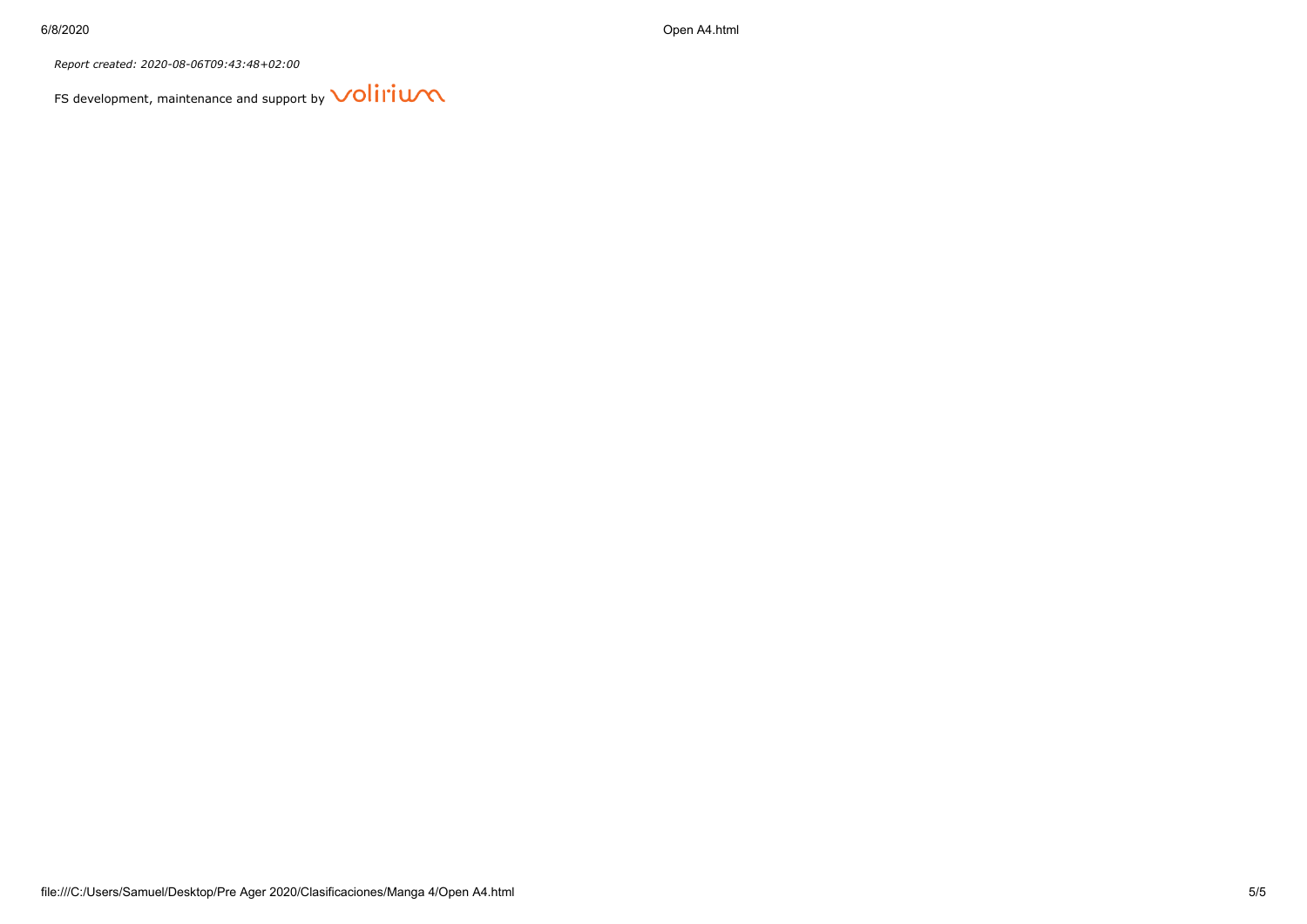*Report created: 2020-08-06T09:43:48+02:00*

FS development, maintenance and support by volirium